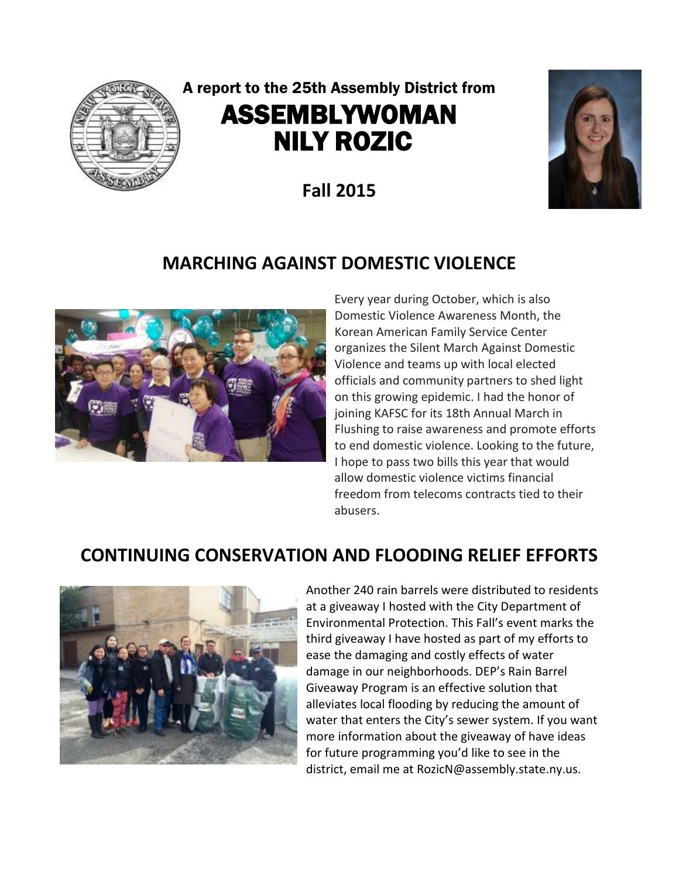A report to the 25th Assembly District from

# ASSEMBLYWOMAN NILY ROZIC

**Fall 2015**

## MARCHING AGAINST DOMESTIC VIOLENCE

Every year during October, which is also Domestic Violence Awareness Month, the Korean American Family Service Center organizes the Silent March Against Domestic Violence and teams up with local elected officials and community partners to shed light on this growing epidemic. I had the honor of joining KAFSC for its 18th Annual March in Flushing to raise awareness and promote efforts to end domestic violence. Looking to the future, I hope to pass two bills this year that would allow domestic violence victims financial freedom from telecoms contracts tied to their abusers.

## CONTINUING CONSERVATION AND FLOODING RELIEF EFFORTS

Another 240 rain barrels were distributed to residents at a giveaway I hosted with the City Department of Environmental Protection. This Fall's event marks the third giveaway I have hosted as part of my efforts to ease the damaging and costly effects of water damage in our neighborhoods. DEP's Rain Barrel Giveaway Program is an effective solution that alleviates local flooding by reducing the amount of water that enters the City's sewer system. If you want more information about the giveaway of have ideas for future programming you'd like to see in the district, email me at RozicN@assembly.state.ny.us.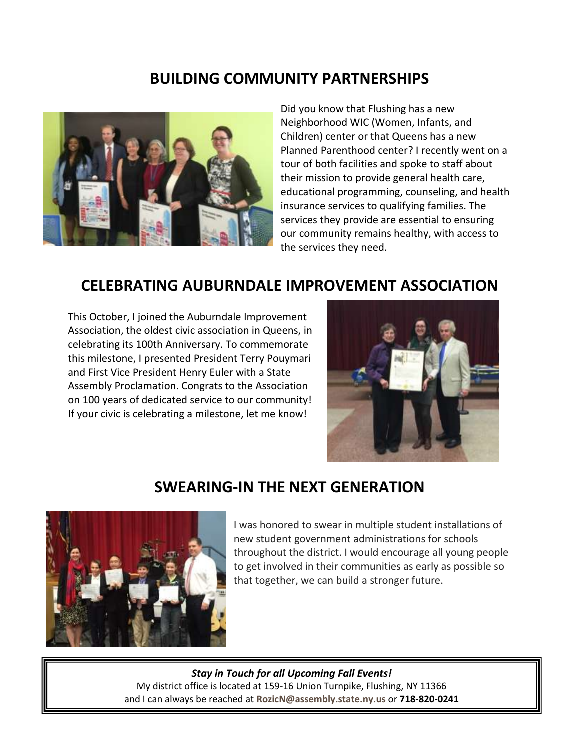## BUILDING COMMUNITY PARTNERSHIPS

Did you know that Flushing has a new Neighborhood WIC (Women, Infants, and Children) center or that Queens has a new Planned Parenthood center? I recently went on a tour of both facilities and spoke to staff about their mission to provide general health care, educational programming, counseling, and health insurance services to qualifying families. The services they provide are essential to ensuring our community remains healthy, with access to the services they need.

## CELEBRATING AUBURNDALE IMPROVEMENT ASSOCIATION

This October, I joined the Auburndale Improvement Association, the oldest civic association in Queens, in celebrating its 100th Anniversary. To commemorate this milestone, I presented President Terry Pouymari and First Vice President Henry Euler with a State Assembly Proclamation. Congrats to the Association on 100 years of dedicated service to our community! If your civic is celebrating a milestone, let me know!

## SWEARING-IN THE NEXT GENERATION

I was honored to swear in multiple student installations of new student government administrations for schools throughout the district. I would encourage all young people to get involved in their communities as early as possible so that together, we can build a stronger future.

***Stay in Touch for all Upcoming Fall Events!***
My district office is located at 159-16 Union Turnpike, Flushing, NY 11366
and I can always be reached at **RozicN@assembly.state.ny.us** or **718-820-0241**